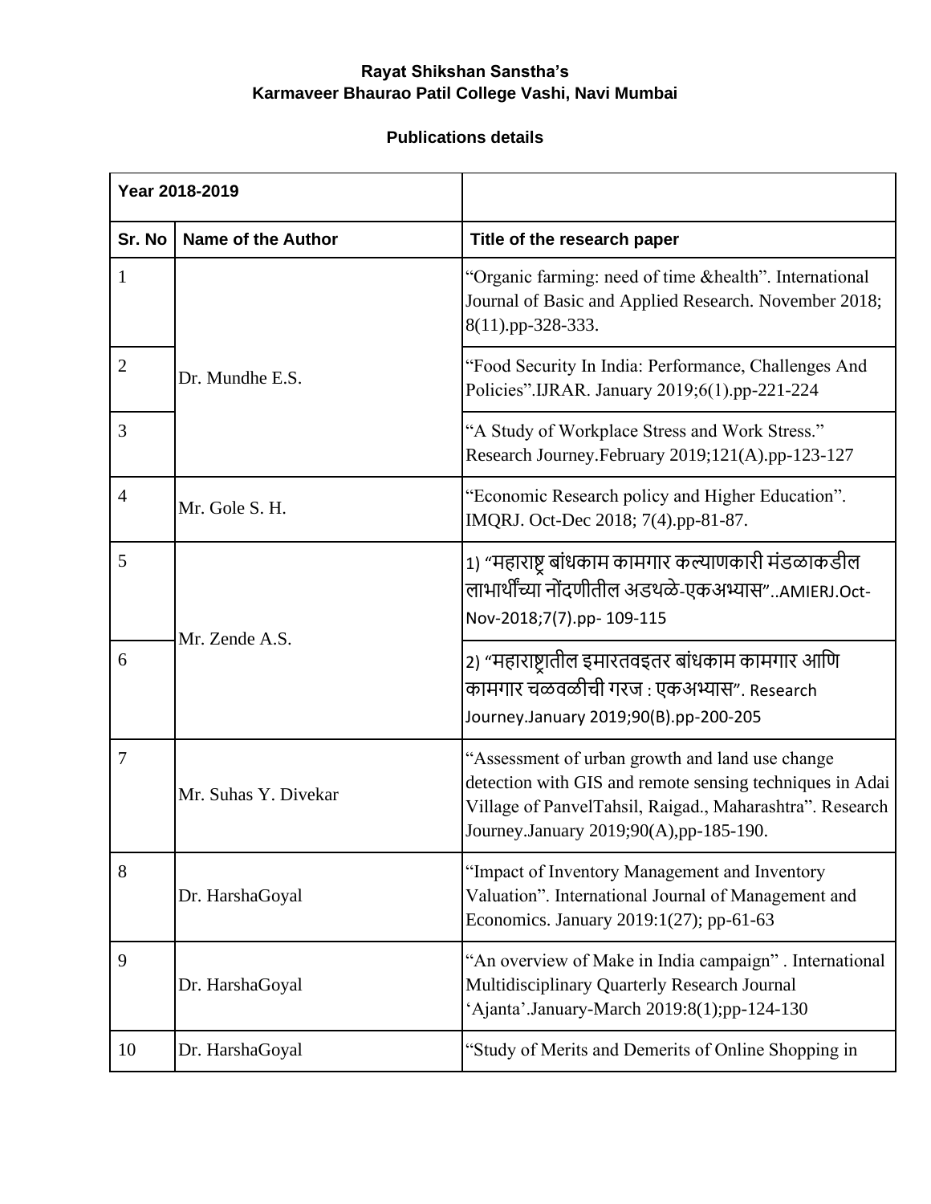**Rayat Shikshan Sanstha's**
**Karmaveer Bhaurao Patil College Vashi, Navi Mumbai**

**Publications details**

| **Year 2018-2019** | | |
|---|---|---|
| **Sr. No** | **Name of the Author** | **Title of the research paper** |
| 1 | Dr. Mundhe E.S. | "Organic farming: need of time &health". International Journal of Basic and Applied Research. November 2018; 8(11).pp-328-333. |
| 2 | Dr. Mundhe E.S. | "Food Security In India: Performance, Challenges And Policies".IJRAR. January 2019;6(1).pp-221-224 |
| 3 | Dr. Mundhe E.S. | "A Study of Workplace Stress and Work Stress." Research Journey.February 2019;121(A).pp-123-127 |
| 4 | Mr. Gole S. H. | "Economic Research policy and Higher Education". IMQRJ. Oct-Dec 2018; 7(4).pp-81-87. |
| 5 | Mr. Zende A.S. | 1) "महाराष्ट्र बांधकाम कामगार कल्याणकारी मंडळाकडील लाभार्थींच्या नोंदणीतील अडथळे-एकअभ्यास"..AMIERJ.Oct-Nov-2018;7(7).pp- 109-115 |
| 6 | Mr. Zende A.S. | 2) "महाराष्ट्रातील इमारतवइतर बांधकाम कामगार आणि कामगार चळवळीची गरज : एकअभ्यास". Research Journey.January 2019;90(B).pp-200-205 |
| 7 | Mr. Suhas Y. Divekar | "Assessment of urban growth and land use change detection with GIS and remote sensing techniques in Adai Village of PanvelTahsil, Raigad., Maharashtra". Research Journey.January 2019;90(A),pp-185-190. |
| 8 | Dr. HarshaGoyal | "Impact of Inventory Management and Inventory Valuation". International Journal of Management and Economics. January 2019:1(27); pp-61-63 |
| 9 | Dr. HarshaGoyal | "An overview of Make in India campaign" . International Multidisciplinary Quarterly Research Journal 'Ajanta'.January-March 2019:8(1);pp-124-130 |
| 10 | Dr. HarshaGoyal | "Study of Merits and Demerits of Online Shopping in |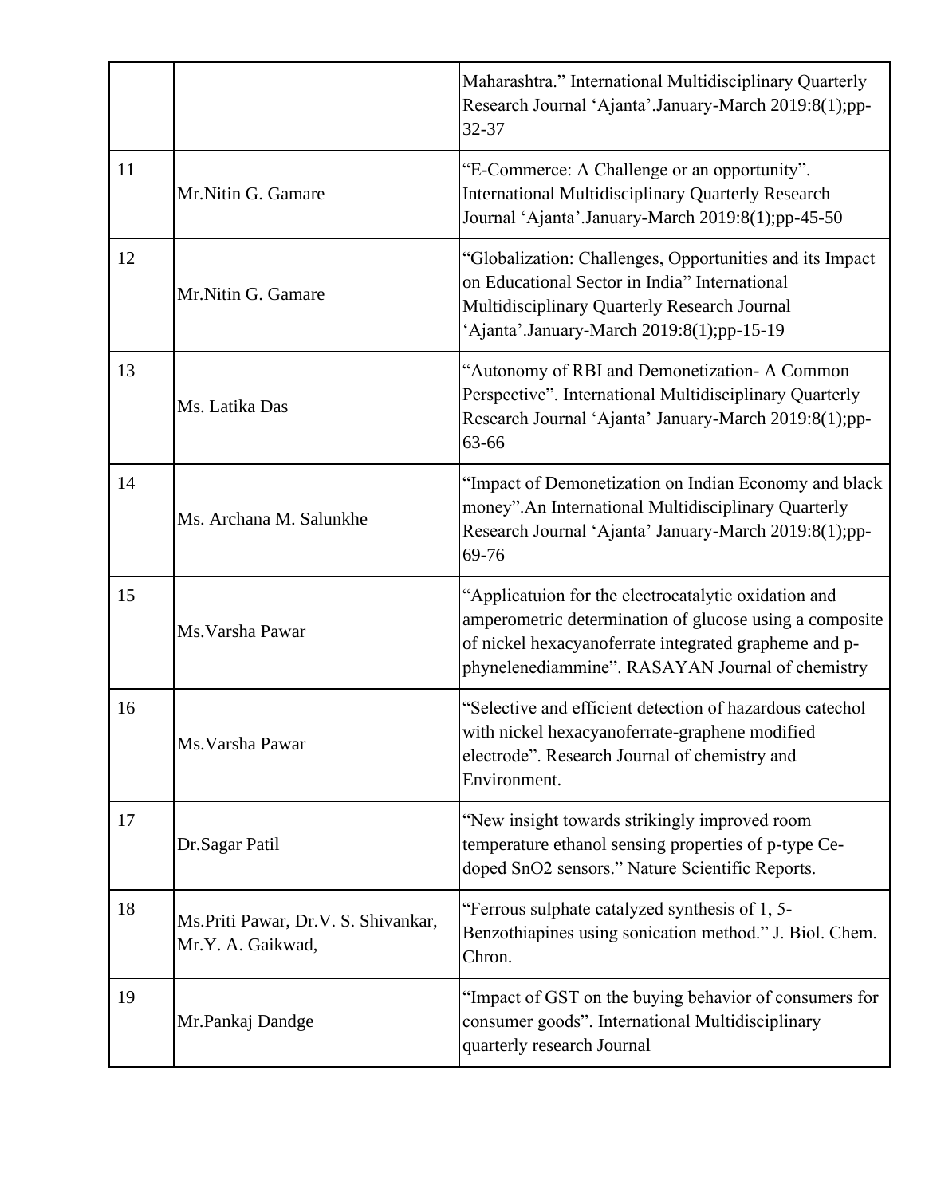| | | |
|---|---|---|
| | | Maharashtra." International Multidisciplinary Quarterly Research Journal 'Ajanta'.January-March 2019:8(1);pp-32-37 |
| 11 | Mr.Nitin G. Gamare | "E-Commerce: A Challenge or an opportunity". International Multidisciplinary Quarterly Research Journal 'Ajanta'.January-March 2019:8(1);pp-45-50 |
| 12 | Mr.Nitin G. Gamare | "Globalization: Challenges, Opportunities and its Impact on Educational Sector in India" International Multidisciplinary Quarterly Research Journal 'Ajanta'.January-March 2019:8(1);pp-15-19 |
| 13 | Ms. Latika Das | "Autonomy of RBI and Demonetization- A Common Perspective". International Multidisciplinary Quarterly Research Journal 'Ajanta' January-March 2019:8(1);pp-63-66 |
| 14 | Ms. Archana M. Salunkhe | "Impact of Demonetization on Indian Economy and black money".An International Multidisciplinary Quarterly Research Journal 'Ajanta' January-March 2019:8(1);pp-69-76 |
| 15 | Ms.Varsha Pawar | "Applicatuion for the electrocatalytic oxidation and amperometric determination of glucose using a composite of nickel hexacyanoferrate integrated grapheme and p-phynelenediammine". RASAYAN Journal of chemistry |
| 16 | Ms.Varsha Pawar | "Selective and efficient detection of hazardous catechol with nickel hexacyanoferrate-graphene modified electrode". Research Journal of chemistry and Environment. |
| 17 | Dr.Sagar Patil | "New insight towards strikingly improved room temperature ethanol sensing properties of p-type Ce-doped $SnO_2$ sensors." Nature Scientific Reports. |
| 18 | Ms.Priti Pawar, Dr.V. S. Shivankar, Mr.Y. A. Gaikwad, | "Ferrous sulphate catalyzed synthesis of 1, 5-Benzothiapines using sonication method." J. Biol. Chem. Chron. |
| 19 | Mr.Pankaj Dandge | "Impact of GST on the buying behavior of consumers for consumer goods". International Multidisciplinary quarterly research Journal |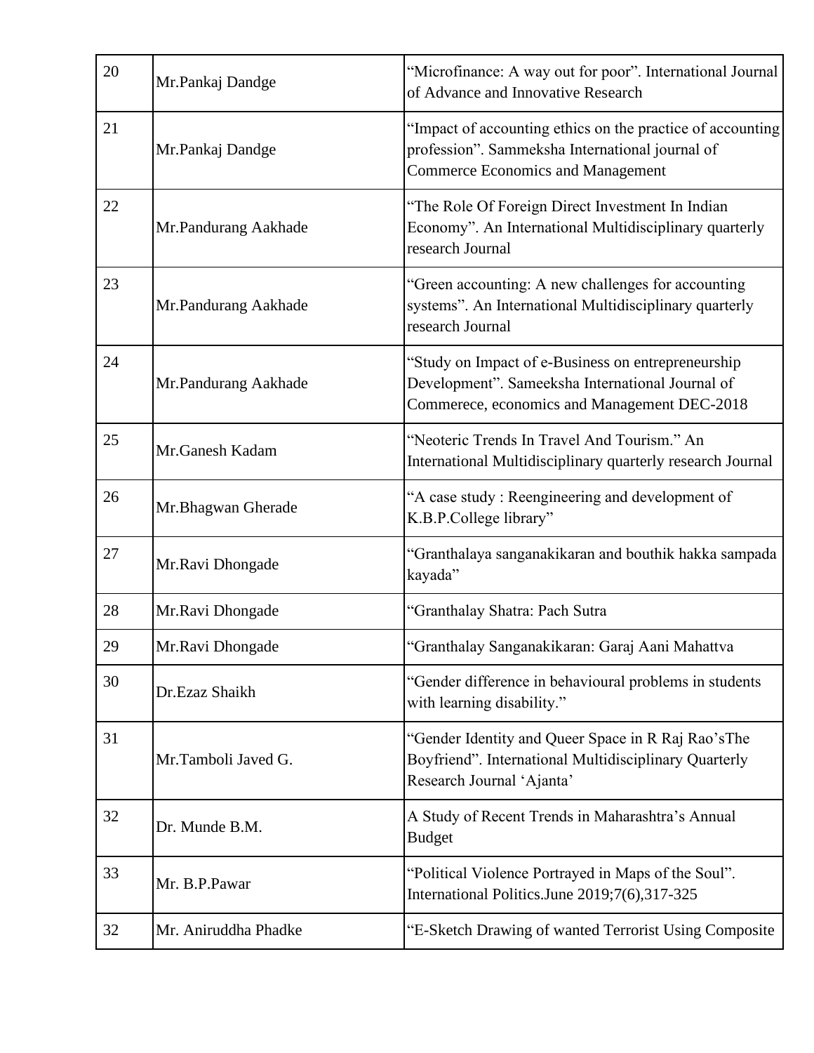| 20 | Mr.Pankaj Dandge | "Microfinance: A way out for poor". International Journal of Advance and Innovative Research |
|---|---|---|
| 21 | Mr.Pankaj Dandge | "Impact of accounting ethics on the practice of accounting profession". Sammeksha International journal of Commerce Economics and Management |
| 22 | Mr.Pandurang Aakhade | "The Role Of Foreign Direct Investment In Indian Economy". An International Multidisciplinary quarterly research Journal |
| 23 | Mr.Pandurang Aakhade | "Green accounting: A new challenges for accounting systems". An International Multidisciplinary quarterly research Journal |
| 24 | Mr.Pandurang Aakhade | "Study on Impact of e-Business on entrepreneurship Development". Sameeksha International Journal of Commerece, economics and Management DEC-2018 |
| 25 | Mr.Ganesh Kadam | "Neoteric Trends In Travel And Tourism." An International Multidisciplinary quarterly research Journal |
| 26 | Mr.Bhagwan Gherade | "A case study : Reengineering and development of K.B.P.College library" |
| 27 | Mr.Ravi Dhongade | "Granthalaya sanganakikaran and bouthik hakka sampada kayada" |
| 28 | Mr.Ravi Dhongade | "Granthalay Shatra: Pach Sutra |
| 29 | Mr.Ravi Dhongade | "Granthalay Sanganakikaran: Garaj Aani Mahattva |
| 30 | Dr.Ezaz Shaikh | "Gender difference in behavioural problems in students with learning disability." |
| 31 | Mr.Tamboli Javed G. | "Gender Identity and Queer Space in R Raj Rao'sThe Boyfriend". International Multidisciplinary Quarterly Research Journal 'Ajanta' |
| 32 | Dr. Munde B.M. | A Study of Recent Trends in Maharashtra's Annual Budget |
| 33 | Mr. B.P.Pawar | "Political Violence Portrayed in Maps of the Soul". International Politics.June 2019;7(6),317-325 |
| 32 | Mr. Aniruddha Phadke | "E-Sketch Drawing of wanted Terrorist Using Composite |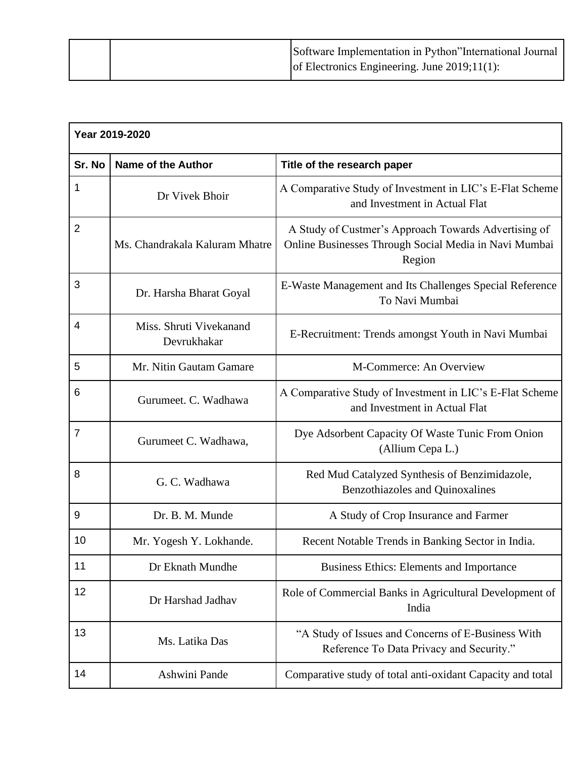| | | Software Implementation in Python"International Journal of Electronics Engineering. June 2019;11(1): |
|---|---|---|

| Year 2019-2020 | | |
|---|---|---|
| **Sr. No** | **Name of the Author** | **Title of the research paper** |
| 1 | Dr Vivek Bhoir | A Comparative Study of Investment in LIC's E-Flat Scheme and Investment in Actual Flat |
| 2 | Ms. Chandrakala Kaluram Mhatre | A Study of Custmer's Approach Towards Advertising of Online Businesses Through Social Media in Navi Mumbai Region |
| 3 | Dr. Harsha Bharat Goyal | E-Waste Management and Its Challenges Special Reference To Navi Mumbai |
| 4 | Miss. Shruti Vivekanand Devrukhakar | E-Recruitment: Trends amongst Youth in Navi Mumbai |
| 5 | Mr. Nitin Gautam Gamare | M-Commerce: An Overview |
| 6 | Gurumeet. C. Wadhawa | A Comparative Study of Investment in LIC's E-Flat Scheme and Investment in Actual Flat |
| 7 | Gurumeet C. Wadhawa, | Dye Adsorbent Capacity Of Waste Tunic From Onion (Allium Cepa L.) |
| 8 | G. C. Wadhawa | Red Mud Catalyzed Synthesis of Benzimidazole, Benzothiazoles and Quinoxalines |
| 9 | Dr. B. M. Munde | A Study of Crop Insurance and Farmer |
| 10 | Mr. Yogesh Y. Lokhande. | Recent Notable Trends in Banking Sector in India. |
| 11 | Dr Eknath Mundhe | Business Ethics: Elements and Importance |
| 12 | Dr Harshad Jadhav | Role of Commercial Banks in Agricultural Development of India |
| 13 | Ms. Latika Das | "A Study of Issues and Concerns of E-Business With Reference To Data Privacy and Security." |
| 14 | Ashwini Pande | Comparative study of total anti-oxidant Capacity and total |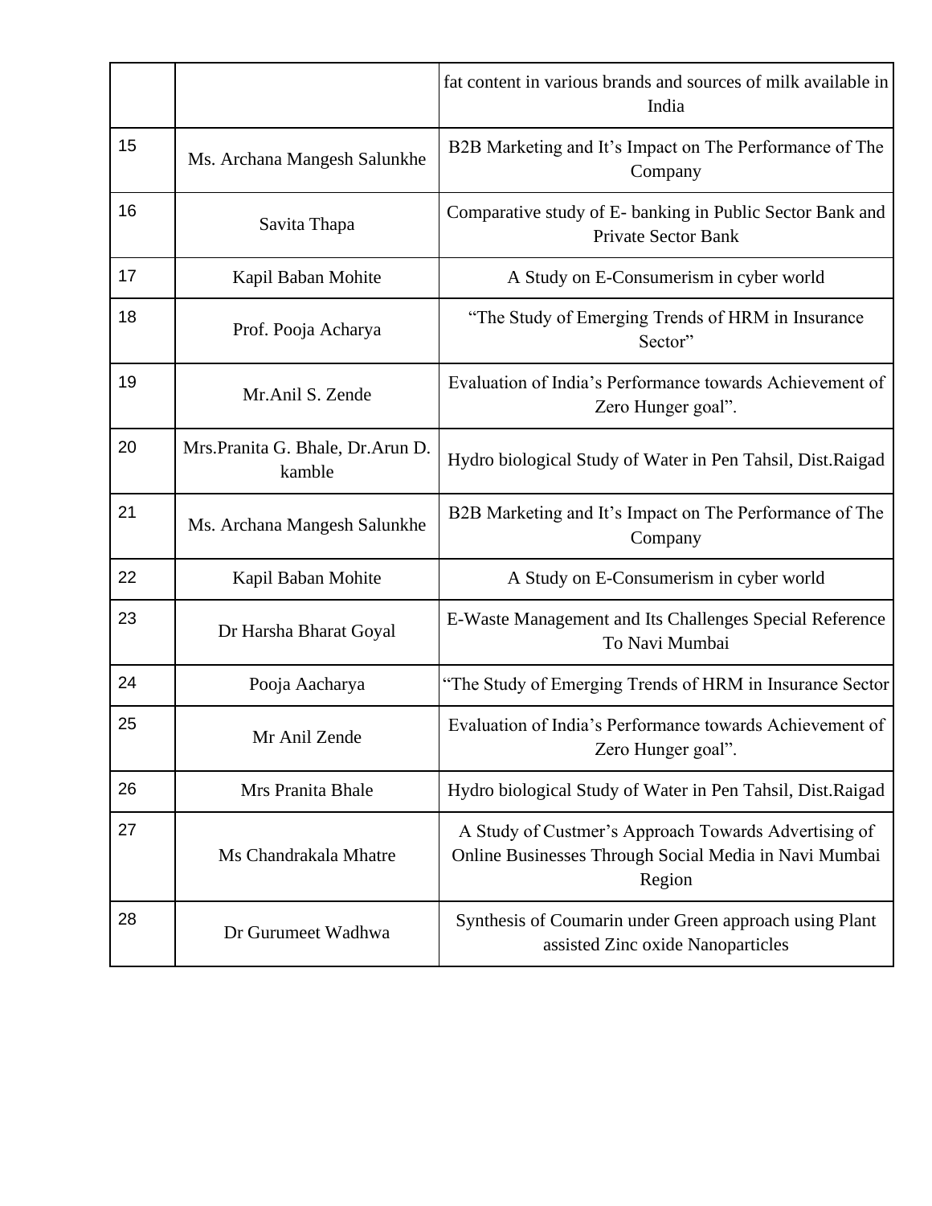| | | |
|---|---|---|
| | | fat content in various brands and sources of milk available in India |
| 15 | Ms. Archana Mangesh Salunkhe | B2B Marketing and It's Impact on The Performance of The Company |
| 16 | Savita Thapa | Comparative study of E- banking in Public Sector Bank and Private Sector Bank |
| 17 | Kapil Baban Mohite | A Study on E-Consumerism in cyber world |
| 18 | Prof. Pooja Acharya | "The Study of Emerging Trends of HRM in Insurance Sector" |
| 19 | Mr.Anil S. Zende | Evaluation of India's Performance towards Achievement of Zero Hunger goal". |
| 20 | Mrs.Pranita G. Bhale, Dr.Arun D. kamble | Hydro biological Study of Water in Pen Tahsil, Dist.Raigad |
| 21 | Ms. Archana Mangesh Salunkhe | B2B Marketing and It's Impact on The Performance of The Company |
| 22 | Kapil Baban Mohite | A Study on E-Consumerism in cyber world |
| 23 | Dr Harsha Bharat Goyal | E-Waste Management and Its Challenges Special Reference To Navi Mumbai |
| 24 | Pooja Aacharya | "The Study of Emerging Trends of HRM in Insurance Sector |
| 25 | Mr Anil Zende | Evaluation of India's Performance towards Achievement of Zero Hunger goal". |
| 26 | Mrs Pranita Bhale | Hydro biological Study of Water in Pen Tahsil, Dist.Raigad |
| 27 | Ms Chandrakala Mhatre | A Study of Custmer's Approach Towards Advertising of Online Businesses Through Social Media in Navi Mumbai Region |
| 28 | Dr Gurumeet Wadhwa | Synthesis of Coumarin under Green approach using Plant assisted Zinc oxide Nanoparticles |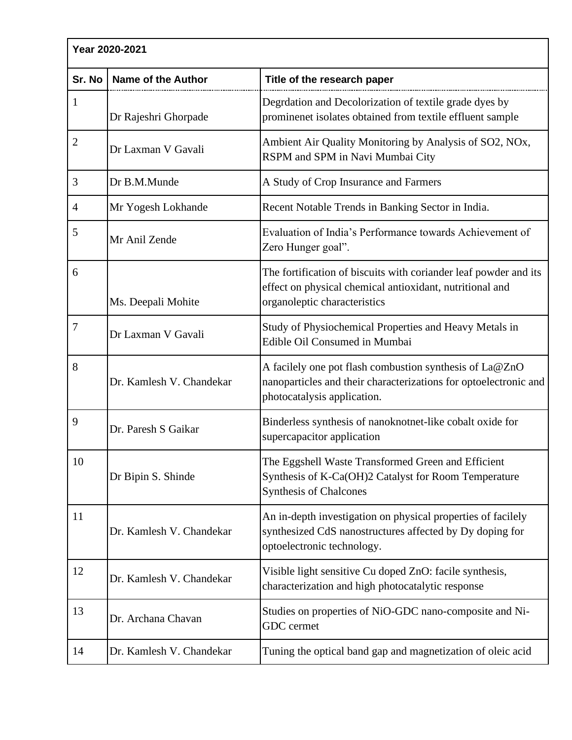| Year 2020-2021 | | |
|---|---|---|
| **Sr. No** | **Name of the Author** | **Title of the research paper** |
| 1 | Dr Rajeshri Ghorpade | Degrdation and Decolorization of textile grade dyes by prominenet isolates obtained from textile effluent sample |
| 2 | Dr Laxman V Gavali | Ambient Air Quality Monitoring by Analysis of SO2, NOx, RSPM and SPM in Navi Mumbai City |
| 3 | Dr B.M.Munde | A Study of Crop Insurance and Farmers |
| 4 | Mr Yogesh Lokhande | Recent Notable Trends in Banking Sector in India. |
| 5 | Mr Anil Zende | Evaluation of India's Performance towards Achievement of Zero Hunger goal". |
| 6 | Ms. Deepali Mohite | The fortification of biscuits with coriander leaf powder and its effect on physical chemical antioxidant, nutritional and organoleptic characteristics |
| 7 | Dr Laxman V Gavali | Study of Physiochemical Properties and Heavy Metals in Edible Oil Consumed in Mumbai |
| 8 | Dr. Kamlesh V. Chandekar | A facilely one pot flash combustion synthesis of La@ZnO nanoparticles and their characterizations for optoelectronic and photocatalysis application. |
| 9 | Dr. Paresh S Gaikar | Binderless synthesis of nanoknotnet-like cobalt oxide for supercapacitor application |
| 10 | Dr Bipin S. Shinde | The Eggshell Waste Transformed Green and Efficient Synthesis of K-Ca(OH)2 Catalyst for Room Temperature Synthesis of Chalcones |
| 11 | Dr. Kamlesh V. Chandekar | An in-depth investigation on physical properties of facilely synthesized CdS nanostructures affected by Dy doping for optoelectronic technology. |
| 12 | Dr. Kamlesh V. Chandekar | Visible light sensitive Cu doped ZnO: facile synthesis, characterization and high photocatalytic response |
| 13 | Dr. Archana Chavan | Studies on properties of NiO-GDC nano-composite and Ni-GDC cermet |
| 14 | Dr. Kamlesh V. Chandekar | Tuning the optical band gap and magnetization of oleic acid |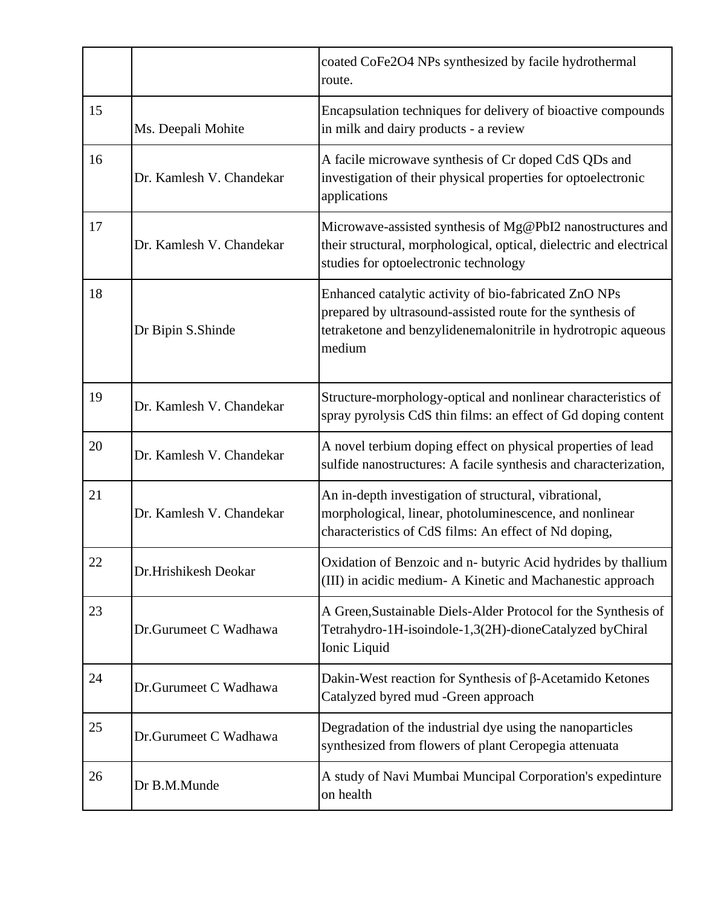| | | |
|---|---|---|
| | | coated $CoFe_2O_4$ NPs synthesized by facile hydrothermal route. |
| 15 | Ms. Deepali Mohite | Encapsulation techniques for delivery of bioactive compounds in milk and dairy products - a review |
| 16 | Dr. Kamlesh V. Chandekar | A facile microwave synthesis of Cr doped CdS QDs and investigation of their physical properties for optoelectronic applications |
| 17 | Dr. Kamlesh V. Chandekar | Microwave-assisted synthesis of Mg@$PbI_2$ nanostructures and their structural, morphological, optical, dielectric and electrical studies for optoelectronic technology |
| 18 | Dr Bipin S.Shinde | Enhanced catalytic activity of bio-fabricated ZnO NPs prepared by ultrasound-assisted route for the synthesis of tetraketone and benzylidenemalonitrile in hydrotropic aqueous medium |
| 19 | Dr. Kamlesh V. Chandekar | Structure-morphology-optical and nonlinear characteristics of spray pyrolysis CdS thin films: an effect of Gd doping content |
| 20 | Dr. Kamlesh V. Chandekar | A novel terbium doping effect on physical properties of lead sulfide nanostructures: A facile synthesis and characterization, |
| 21 | Dr. Kamlesh V. Chandekar | An in-depth investigation of structural, vibrational, morphological, linear, photoluminescence, and nonlinear characteristics of CdS films: An effect of Nd doping, |
| 22 | Dr.Hrishikesh Deokar | Oxidation of Benzoic and n- butyric Acid hydrides by thallium (III) in acidic medium- A Kinetic and Machanestic approach |
| 23 | Dr.Gurumeet C Wadhawa | A Green,Sustainable Diels-Alder Protocol for the Synthesis of Tetrahydro-1H-isoindole-1,3(2H)-dioneCatalyzed byChiral Ionic Liquid |
| 24 | Dr.Gurumeet C Wadhawa | Dakin-West reaction for Synthesis of β-Acetamido Ketones Catalyzed byred mud -Green approach |
| 25 | Dr.Gurumeet C Wadhawa | Degradation of the industrial dye using the nanoparticles synthesized from flowers of plant Ceropegia attenuata |
| 26 | Dr B.M.Munde | A study of Navi Mumbai Muncipal Corporation's expedinture on health |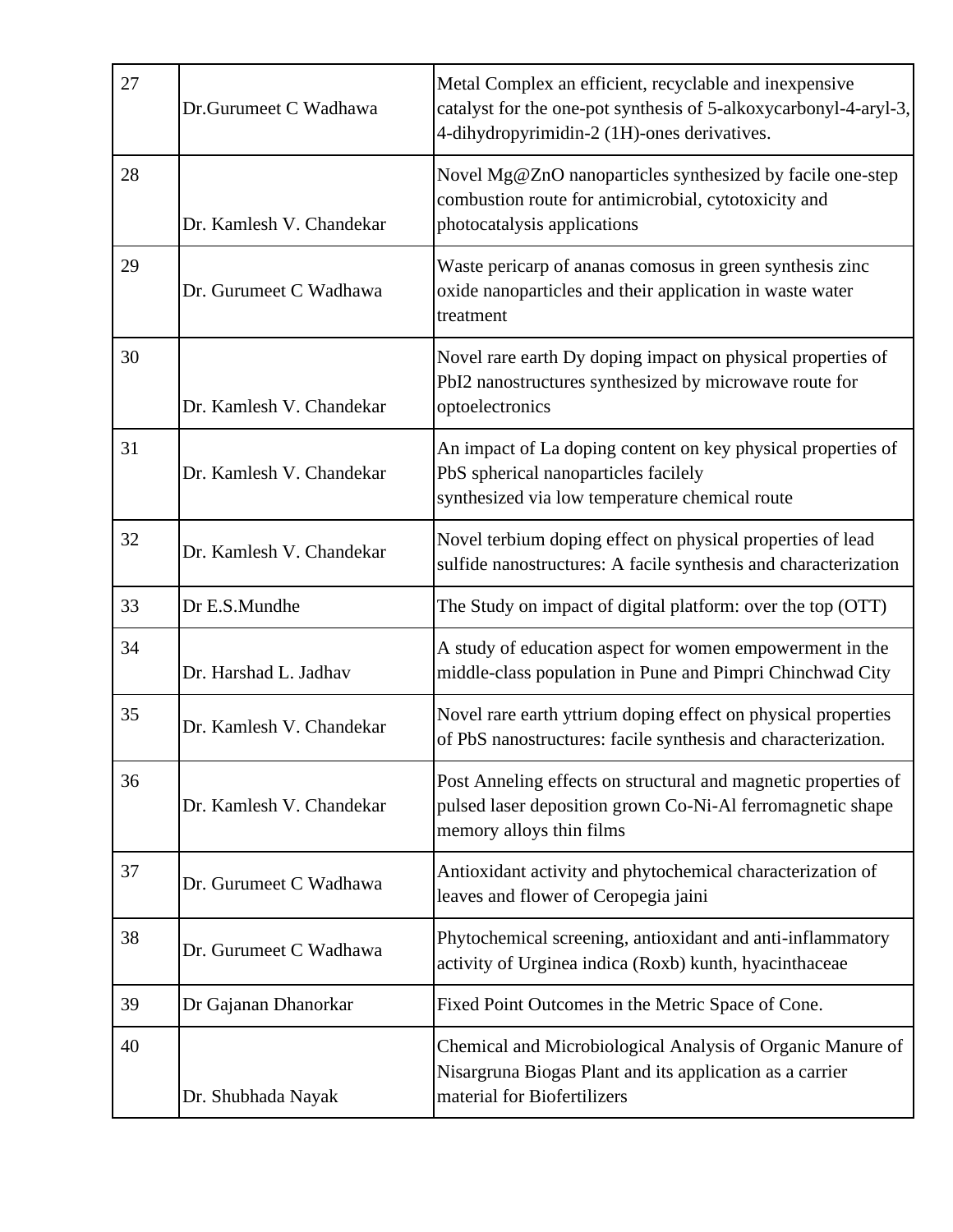| 27 | Dr.Gurumeet C Wadhawa | Metal Complex an efficient, recyclable and inexpensive catalyst for the one-pot synthesis of 5-alkoxycarbonyl-4-aryl-3, 4-dihydropyrimidin-2 (1H)-ones derivatives. |
|---|---|---|
| 28 | Dr. Kamlesh V. Chandekar | Novel Mg@ZnO nanoparticles synthesized by facile one-step combustion route for antimicrobial, cytotoxicity and photocatalysis applications |
| 29 | Dr. Gurumeet C Wadhawa | Waste pericarp of ananas comosus in green synthesis zinc oxide nanoparticles and their application in waste water treatment |
| 30 | Dr. Kamlesh V. Chandekar | Novel rare earth Dy doping impact on physical properties of $PbI_2$ nanostructures synthesized by microwave route for optoelectronics |
| 31 | Dr. Kamlesh V. Chandekar | An impact of La doping content on key physical properties of PbS spherical nanoparticles facilely synthesized via low temperature chemical route |
| 32 | Dr. Kamlesh V. Chandekar | Novel terbium doping effect on physical properties of lead sulfide nanostructures: A facile synthesis and characterization |
| 33 | Dr E.S.Mundhe | The Study on impact of digital platform: over the top (OTT) |
| 34 | Dr. Harshad L. Jadhav | A study of education aspect for women empowerment in the middle-class population in Pune and Pimpri Chinchwad City |
| 35 | Dr. Kamlesh V. Chandekar | Novel rare earth yttrium doping effect on physical properties of PbS nanostructures: facile synthesis and characterization. |
| 36 | Dr. Kamlesh V. Chandekar | Post Anneling effects on structural and magnetic properties of pulsed laser deposition grown Co-Ni-Al ferromagnetic shape memory alloys thin films |
| 37 | Dr. Gurumeet C Wadhawa | Antioxidant activity and phytochemical characterization of leaves and flower of Ceropegia jaini |
| 38 | Dr. Gurumeet C Wadhawa | Phytochemical screening, antioxidant and anti-inflammatory activity of Urginea indica (Roxb) kunth, hyacinthaceae |
| 39 | Dr Gajanan Dhanorkar | Fixed Point Outcomes in the Metric Space of Cone. |
| 40 | Dr. Shubhada Nayak | Chemical and Microbiological Analysis of Organic Manure of Nisargruna Biogas Plant and its application as a carrier material for Biofertilizers |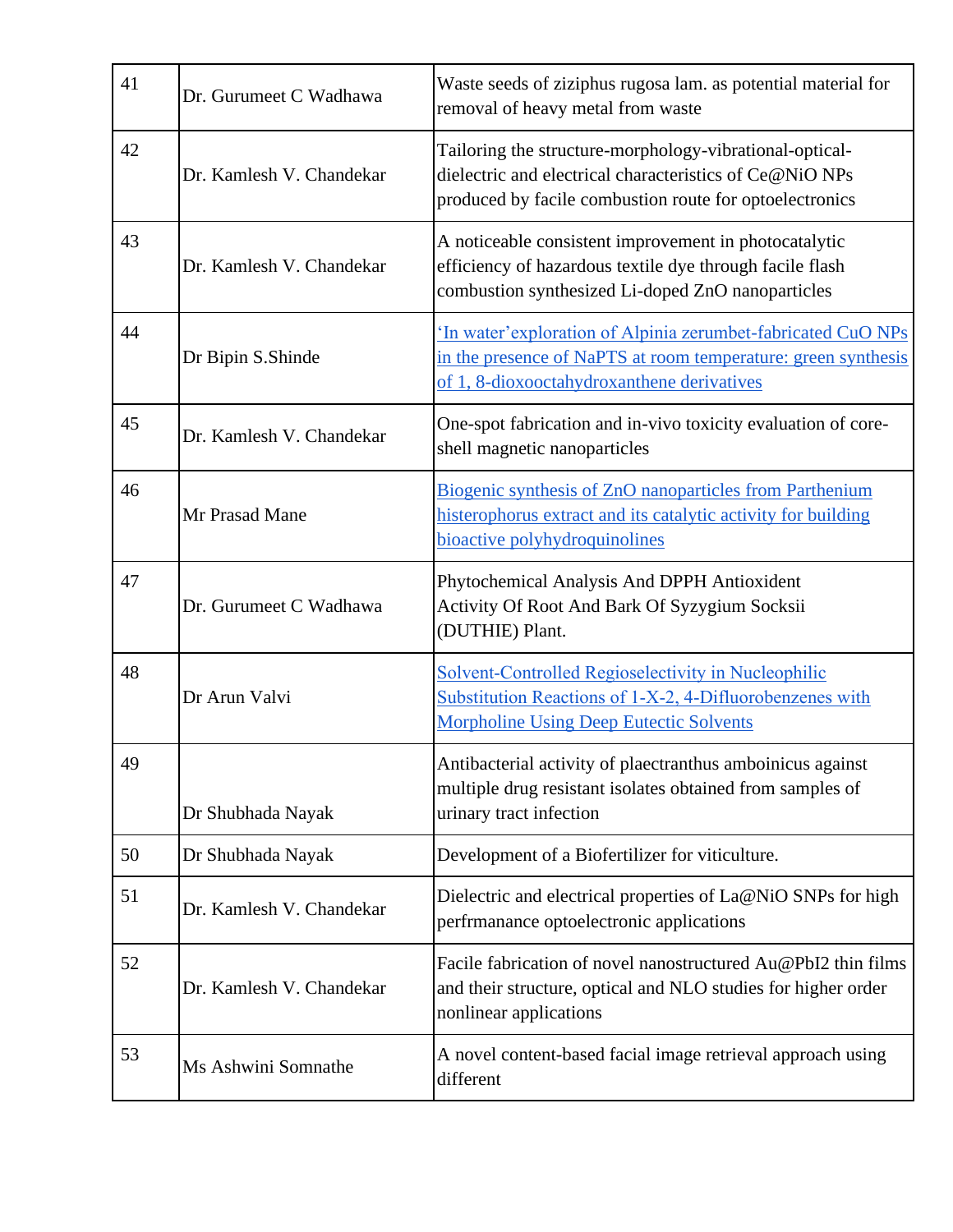| 41 | Dr. Gurumeet C Wadhawa | Waste seeds of ziziphus rugosa lam. as potential material for removal of heavy metal from waste |
|---|---|---|
| 42 | Dr. Kamlesh V. Chandekar | Tailoring the structure-morphology-vibrational-optical-dielectric and electrical characteristics of Ce@NiO NPs produced by facile combustion route for optoelectronics |
| 43 | Dr. Kamlesh V. Chandekar | A noticeable consistent improvement in photocatalytic efficiency of hazardous textile dye through facile flash combustion synthesized Li-doped ZnO nanoparticles |
| 44 | Dr Bipin S.Shinde | 'In water'exploration of Alpinia zerumbet-fabricated CuO NPs in the presence of NaPTS at room temperature: green synthesis of 1, 8-dioxooctahydroxanthene derivatives |
| 45 | Dr. Kamlesh V. Chandekar | One-spot fabrication and in-vivo toxicity evaluation of core-shell magnetic nanoparticles |
| 46 | Mr Prasad Mane | Biogenic synthesis of ZnO nanoparticles from Parthenium histerophorus extract and its catalytic activity for building bioactive polyhydroquinolines |
| 47 | Dr. Gurumeet C Wadhawa | Phytochemical Analysis And DPPH Antioxident Activity Of Root And Bark Of Syzygium Socksii (DUTHIE) Plant. |
| 48 | Dr Arun Valvi | Solvent-Controlled Regioselectivity in Nucleophilic Substitution Reactions of 1-X-2, 4-Difluorobenzenes with Morpholine Using Deep Eutectic Solvents |
| 49 | Dr Shubhada Nayak | Antibacterial activity of plaectranthus amboinicus against multiple drug resistant isolates obtained from samples of urinary tract infection |
| 50 | Dr Shubhada Nayak | Development of a Biofertilizer for viticulture. |
| 51 | Dr. Kamlesh V. Chandekar | Dielectric and electrical properties of La@NiO SNPs for high perfrmanance optoelectronic applications |
| 52 | Dr. Kamlesh V. Chandekar | Facile fabrication of novel nanostructured Au@PbI2 thin films and their structure, optical and NLO studies for higher order nonlinear applications |
| 53 | Ms Ashwini Somnathe | A novel content-based facial image retrieval approach using different |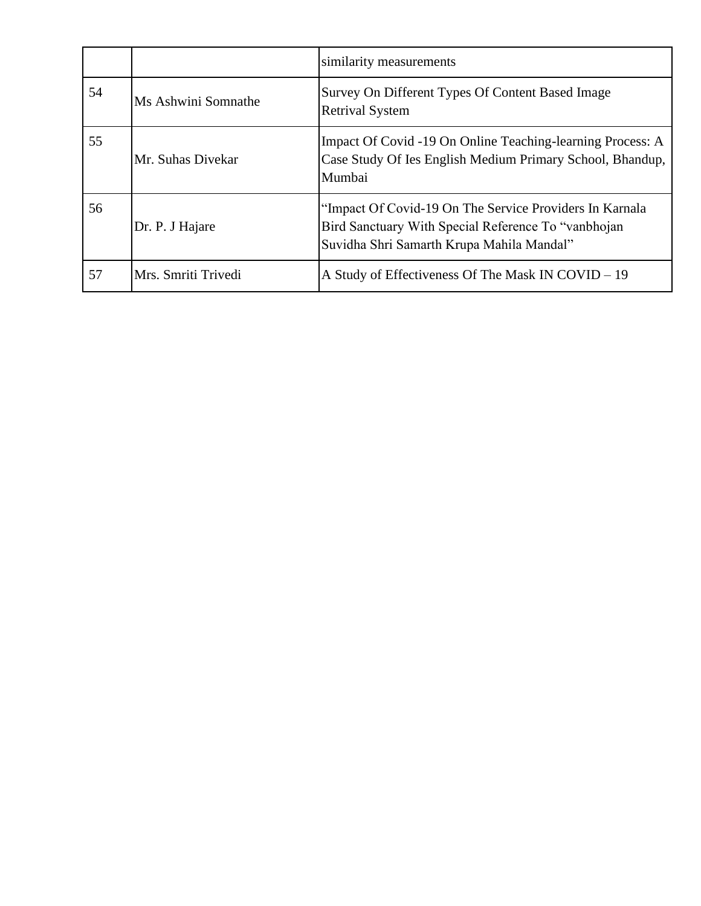| | | |
|---|---|---|
| | | similarity measurements |
| 54 | Ms Ashwini Somnathe | Survey On Different Types Of Content Based Image Retrival System |
| 55 | Mr. Suhas Divekar | Impact Of Covid -19 On Online Teaching-learning Process: A Case Study Of Ies English Medium Primary School, Bhandup, Mumbai |
| 56 | Dr. P. J Hajare | "Impact Of Covid-19 On The Service Providers In Karnala Bird Sanctuary With Special Reference To "vanbhojan Suvidha Shri Samarth Krupa Mahila Mandal" |
| 57 | Mrs. Smriti Trivedi | A Study of Effectiveness Of The Mask IN COVID – 19 |